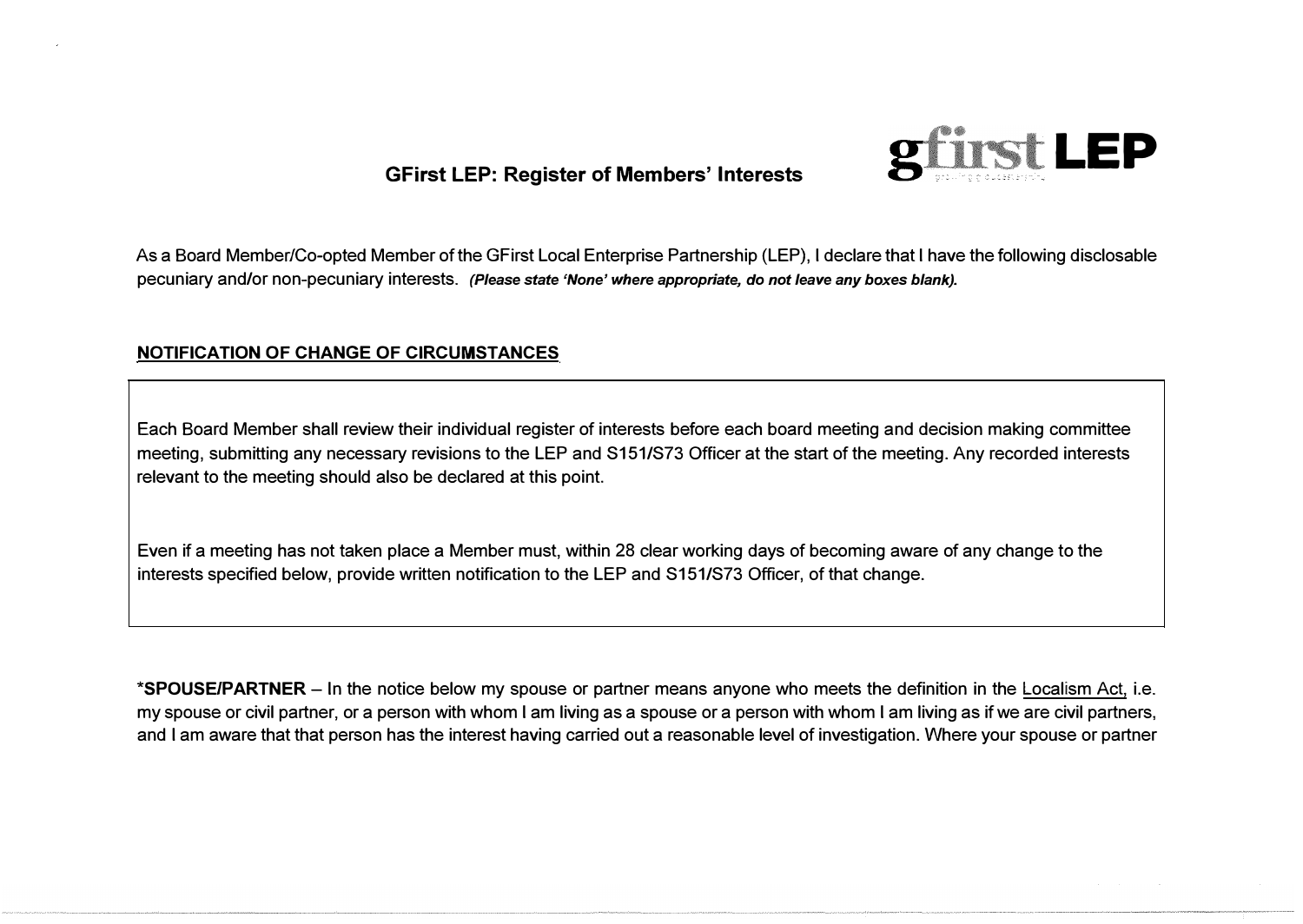# GFirst LEP: Register of Members' Interests

gfirst LEP

As a Board Member/Co-opted Member of the GFirst Local Enterprise Partnership (LEP), I declare that I have the following disclosable pecuniary and/or non-pecuniary interests. ***(Please state 'None' where appropriate, do not leave any boxes blank).***

## NOTIFICATION OF CHANGE OF CIRCUMSTANCES

Each Board Member shall review their individual register of interests before each board meeting and decision making committee meeting, submitting any necessary revisions to the LEP and S151/S73 Officer at the start of the meeting. Any recorded interests relevant to the meeting should also be declared at this point.

Even if a meeting has not taken place a Member must, within 28 clear working days of becoming aware of any change to the interests specified below, provide written notification to the LEP and S151/S73 Officer, of that change.

**\*SPOUSE/PARTNER** – In the notice below my spouse or partner means anyone who meets the definition in the Localism Act, i.e. my spouse or civil partner, or a person with whom I am living as a spouse or a person with whom I am living as if we are civil partners, and I am aware that that person has the interest having carried out a reasonable level of investigation. Where your spouse or partner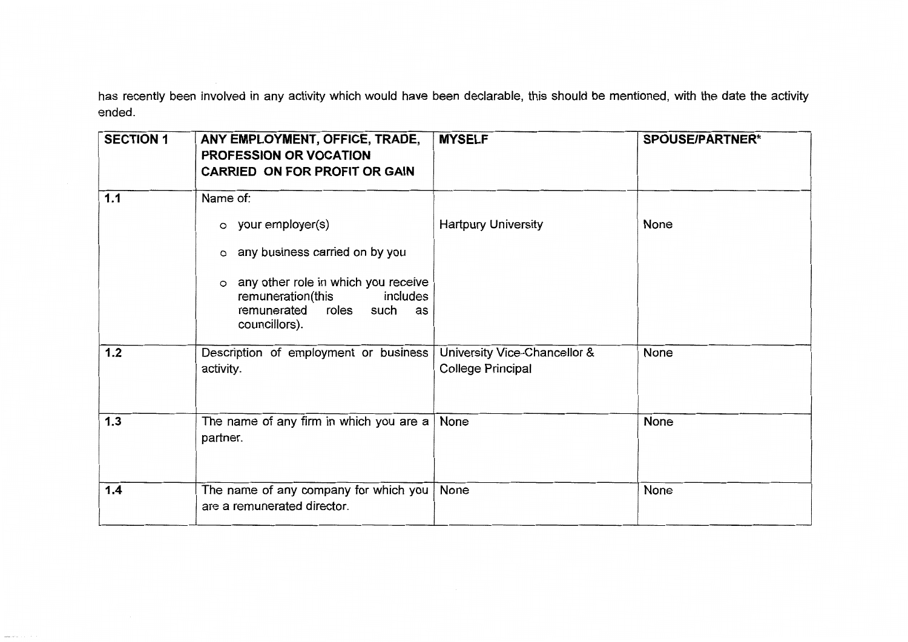has recently been involved in any activity which would have been declarable, this should be mentioned, with the date the activity ended.

| **SECTION 1** | **ANY EMPLOYMENT, OFFICE, TRADE, PROFESSION OR VOCATION CARRIED ON FOR PROFIT OR GAIN** | **MYSELF** | **SPOUSE/PARTNER*** |
|---|---|---|---|
| **1.1** | Name of:<br>o your employer(s)<br>o any business carried on by you<br>o any other role in which you receive remuneration(this includes remunerated roles such as councillors). | Hartpury University | None |
| **1.2** | Description of employment or business activity. | University Vice-Chancellor & College Principal | None |
| **1.3** | The name of any firm in which you are a partner. | None | None |
| **1.4** | The name of any company for which you are a remunerated director. | None | None |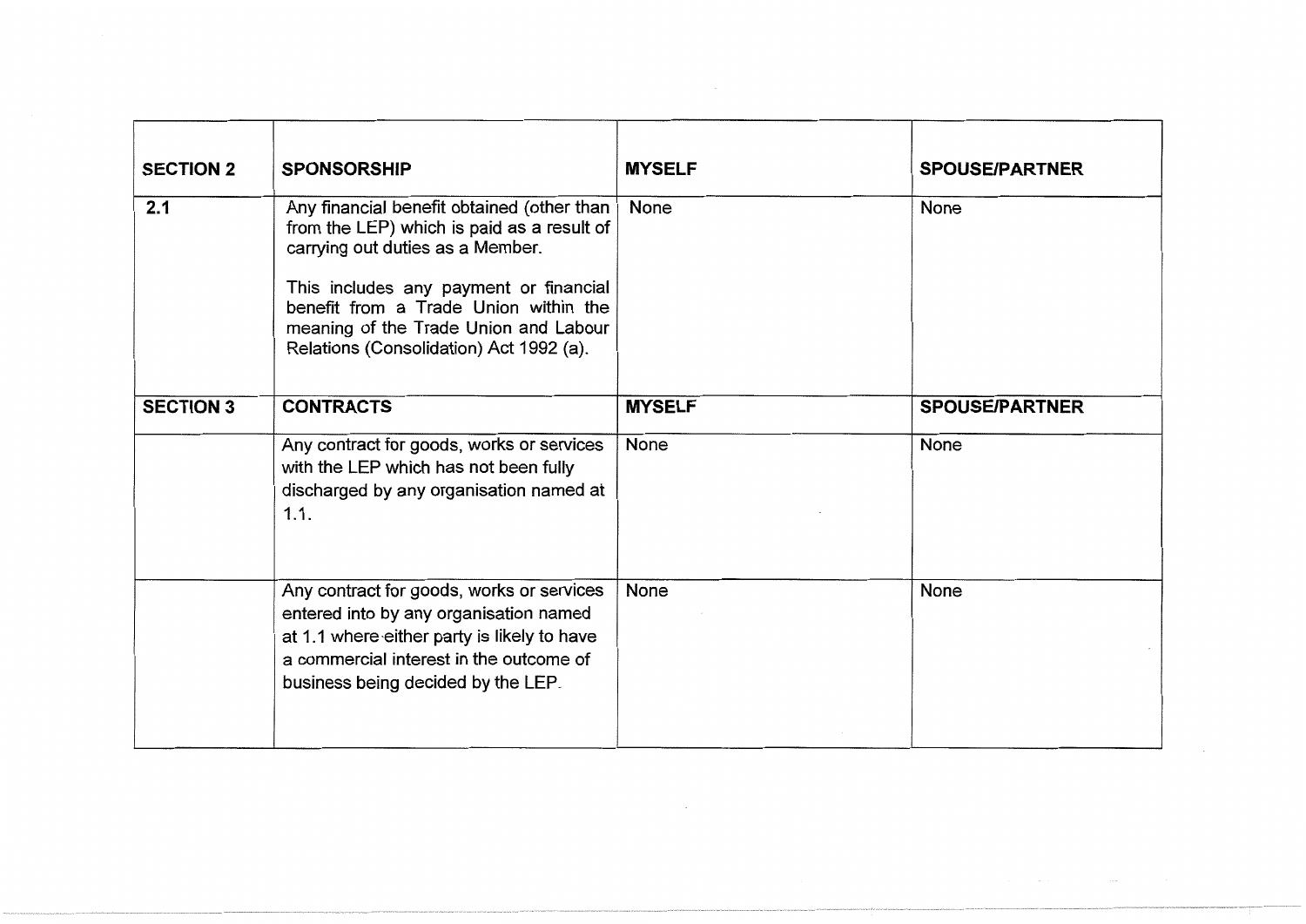| SECTION 2 | SPONSORSHIP | MYSELF | SPOUSE/PARTNER |
|---|---|---|---|
| 2.1 | Any financial benefit obtained (other than from the LEP) which is paid as a result of carrying out duties as a Member.<br><br>This includes any payment or financial benefit from a Trade Union within the meaning of the Trade Union and Labour Relations (Consolidation) Act 1992 (a). | None | None |
| **SECTION 3** | **CONTRACTS** | **MYSELF** | **SPOUSE/PARTNER** |
| | Any contract for goods, works or services with the LEP which has not been fully discharged by any organisation named at 1.1. | None | None |
| | Any contract for goods, works or services entered into by any organisation named at 1.1 where either party is likely to have a commercial interest in the outcome of business being decided by the LEP. | None | None |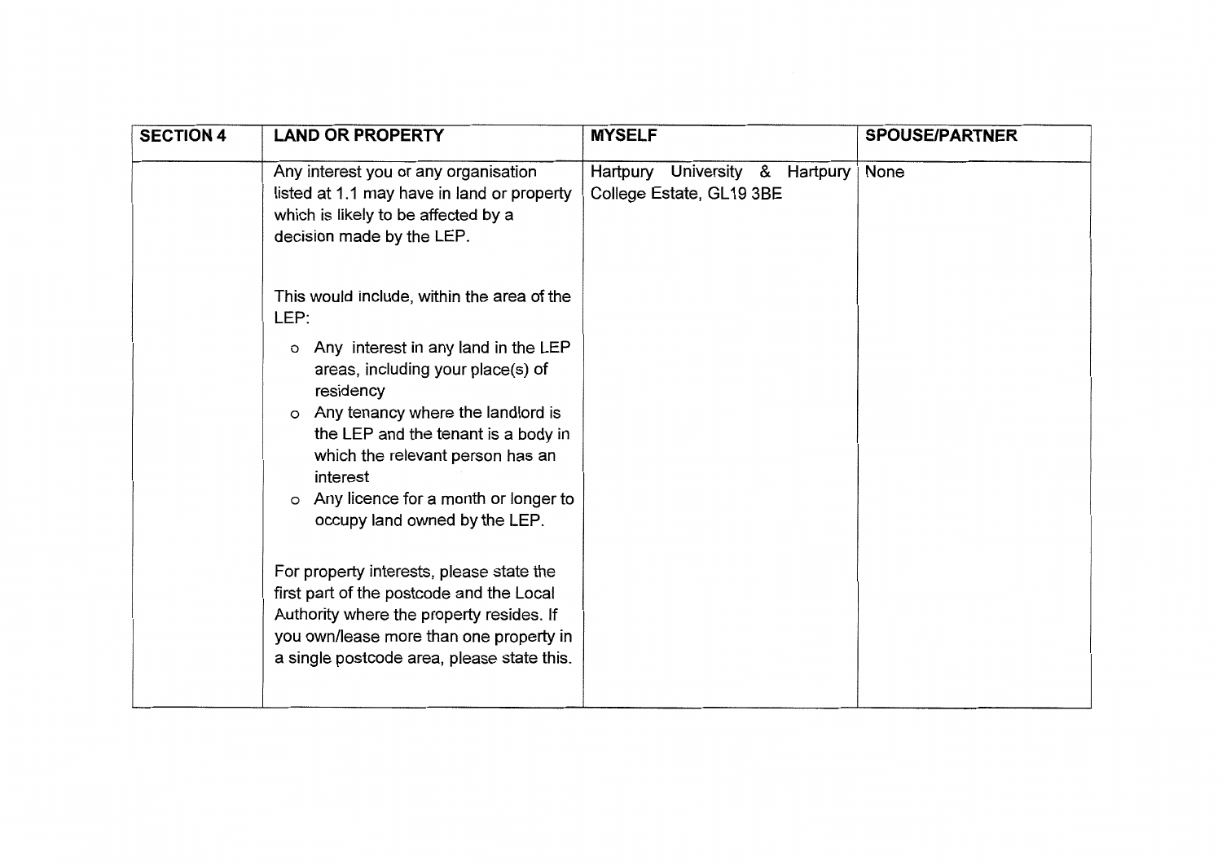| SECTION 4 | LAND OR PROPERTY | MYSELF | SPOUSE/PARTNER |
| --- | --- | --- | --- |
| | Any interest you or any organisation listed at 1.1 may have in land or property which is likely to be affected by a decision made by the LEP.<br><br>This would include, within the area of the LEP:<br><ul><li>Any interest in any land in the LEP areas, including your place(s) of residency</li><li>Any tenancy where the landlord is the LEP and the tenant is a body in which the relevant person has an interest</li><li>Any licence for a month or longer to occupy land owned by the LEP.</li></ul><br>For property interests, please state the first part of the postcode and the Local Authority where the property resides. If you own/lease more than one property in a single postcode area, please state this. | Hartpury University & Hartpury College Estate, GL19 3BE | None |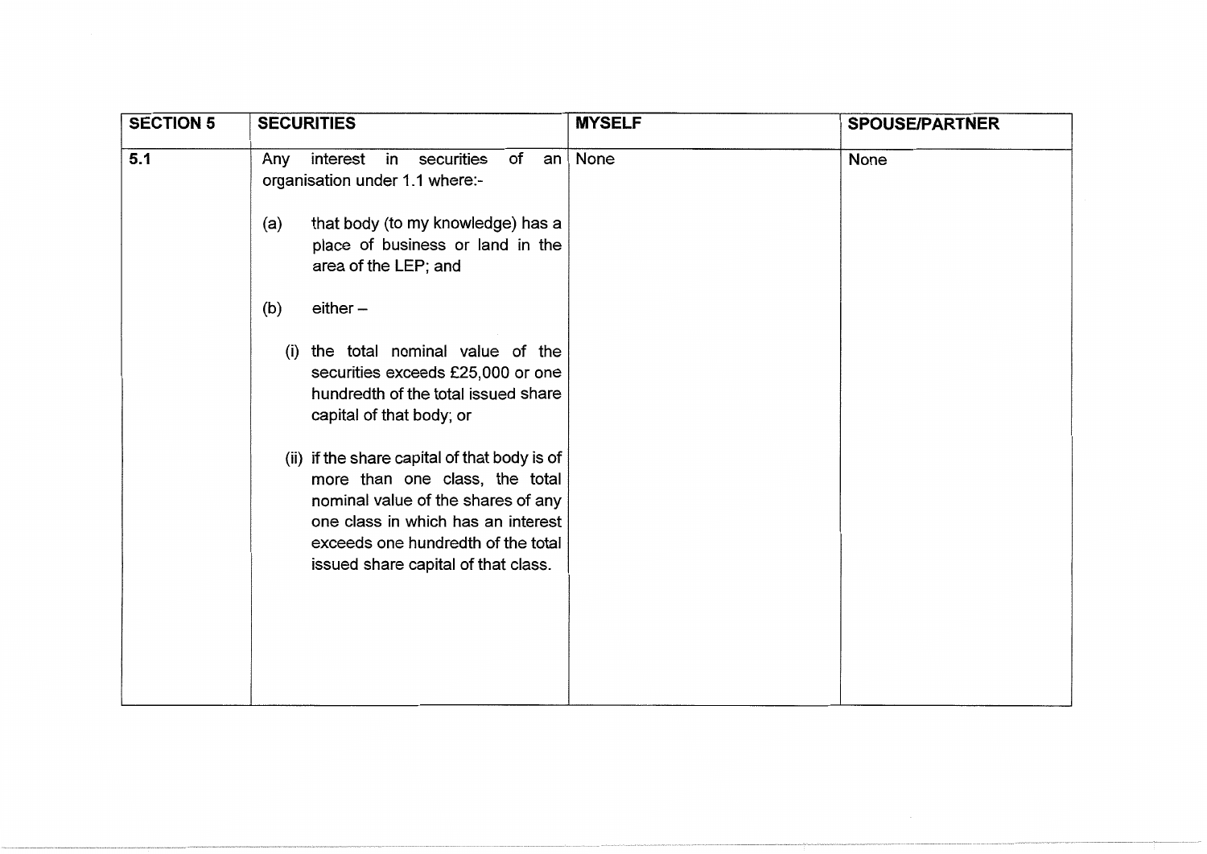| SECTION 5 | SECURITIES | MYSELF | SPOUSE/PARTNER |
|---|---|---|---|
| 5.1 | Any interest in securities of an organisation under 1.1 where:-<br><br>(a) that body (to my knowledge) has a place of business or land in the area of the LEP; and<br><br>(b) either –<br><br>(i) the total nominal value of the securities exceeds £25,000 or one hundredth of the total issued share capital of that body; or<br><br>(ii) if the share capital of that body is of more than one class, the total nominal value of the shares of any one class in which has an interest exceeds one hundredth of the total issued share capital of that class. | None | None |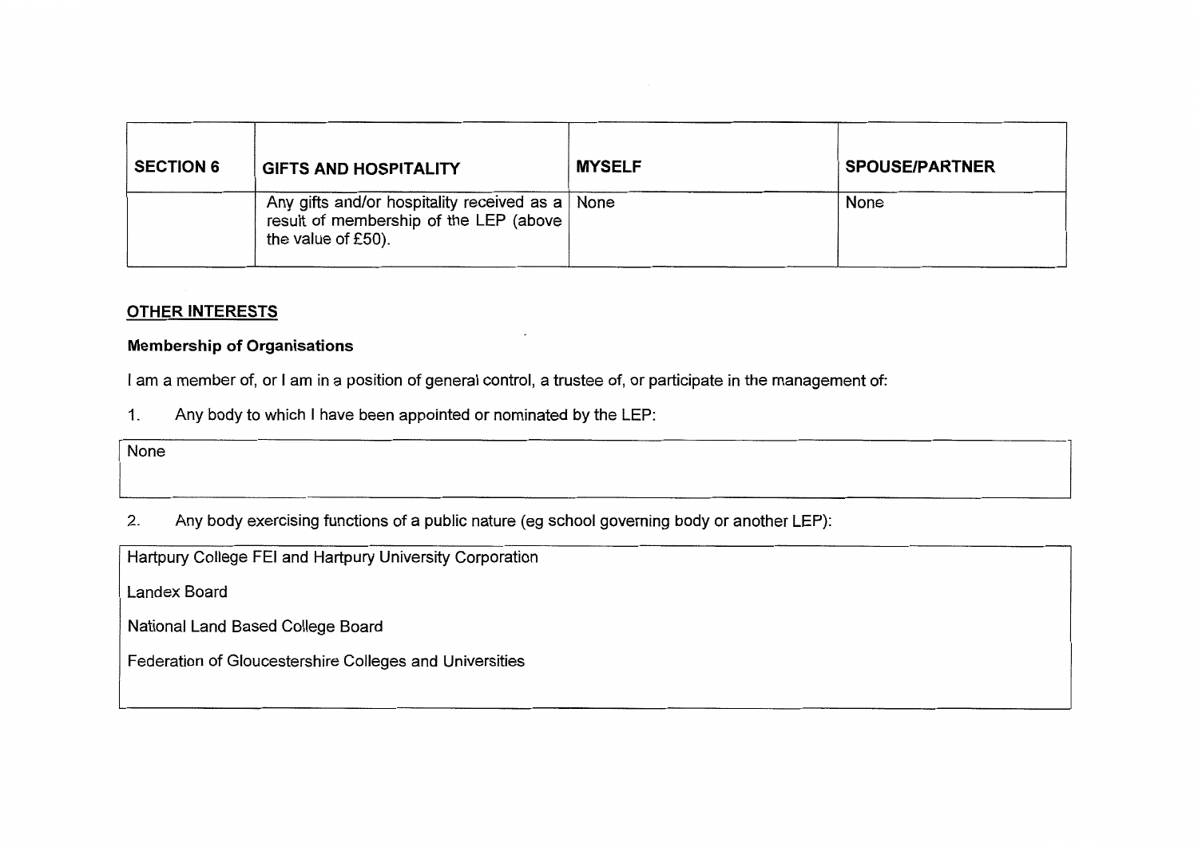| SECTION 6 | GIFTS AND HOSPITALITY | MYSELF | SPOUSE/PARTNER |
|---|---|---|---|
| | Any gifts and/or hospitality received as a result of membership of the LEP (above the value of £50). | None | None |

## OTHER INTERESTS

**Membership of Organisations**

I am a member of, or I am in a position of general control, a trustee of, or participate in the management of:

1. Any body to which I have been appointed or nominated by the LEP:

None

2. Any body exercising functions of a public nature (eg school governing body or another LEP):

Hartpury College FEI and Hartpury University Corporation

Landex Board

National Land Based College Board

Federation of Gloucestershire Colleges and Universities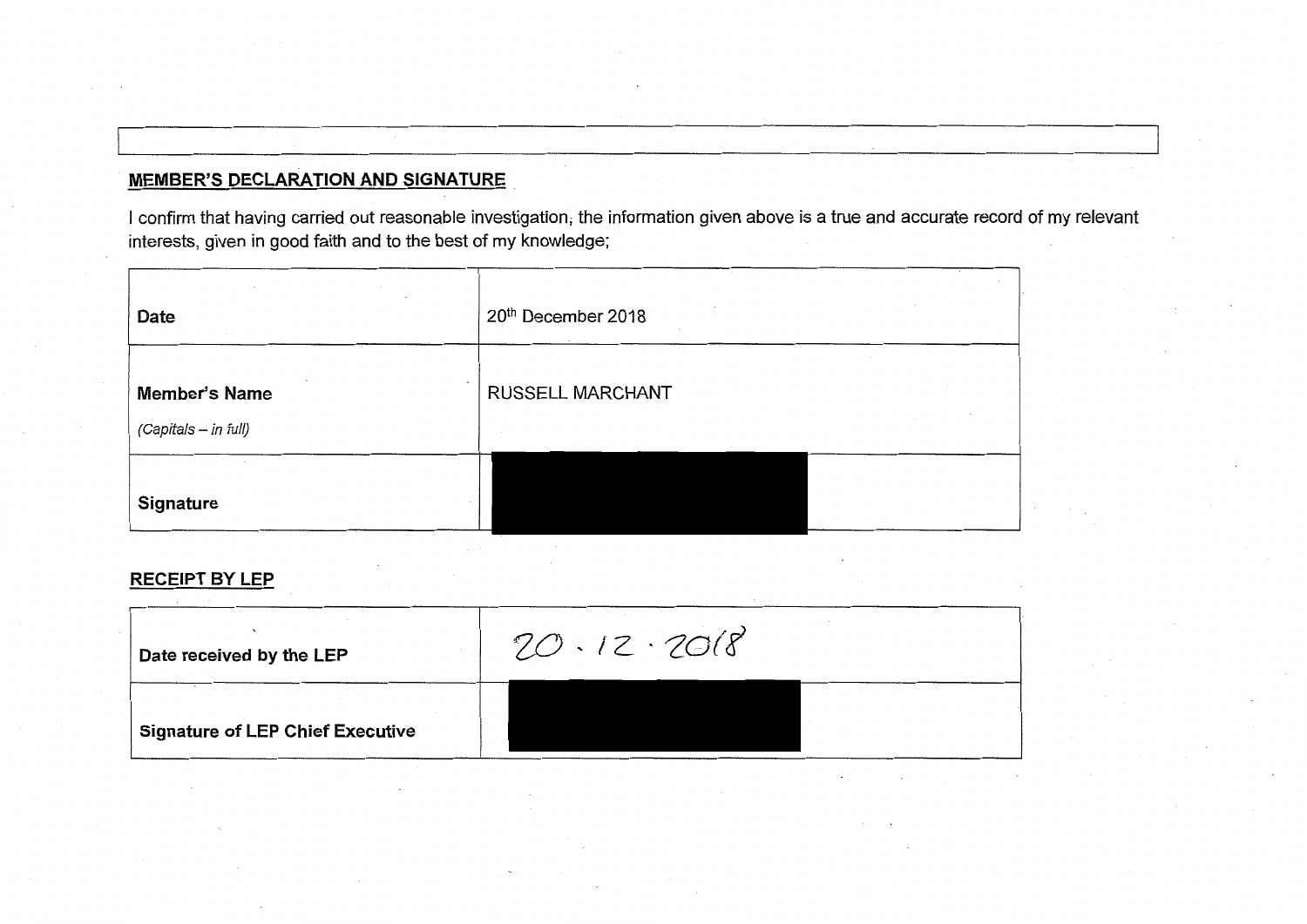**MEMBER'S DECLARATION AND SIGNATURE**

I confirm that having carried out reasonable investigation, the information given above is a true and accurate record of my relevant interests, given in good faith and to the best of my knowledge;

| | |
|---|---|
| **Date** | 20th December 2018 |
| **Member's Name** *(Capitals – in full)* | RUSSELL MARCHANT |
| **Signature** | [REDACTED] |

**RECEIPT BY LEP**

| | |
|---|---|
| **Date received by the LEP** | 20 . 12 . 2018 |
| **Signature of LEP Chief Executive** | [REDACTED] |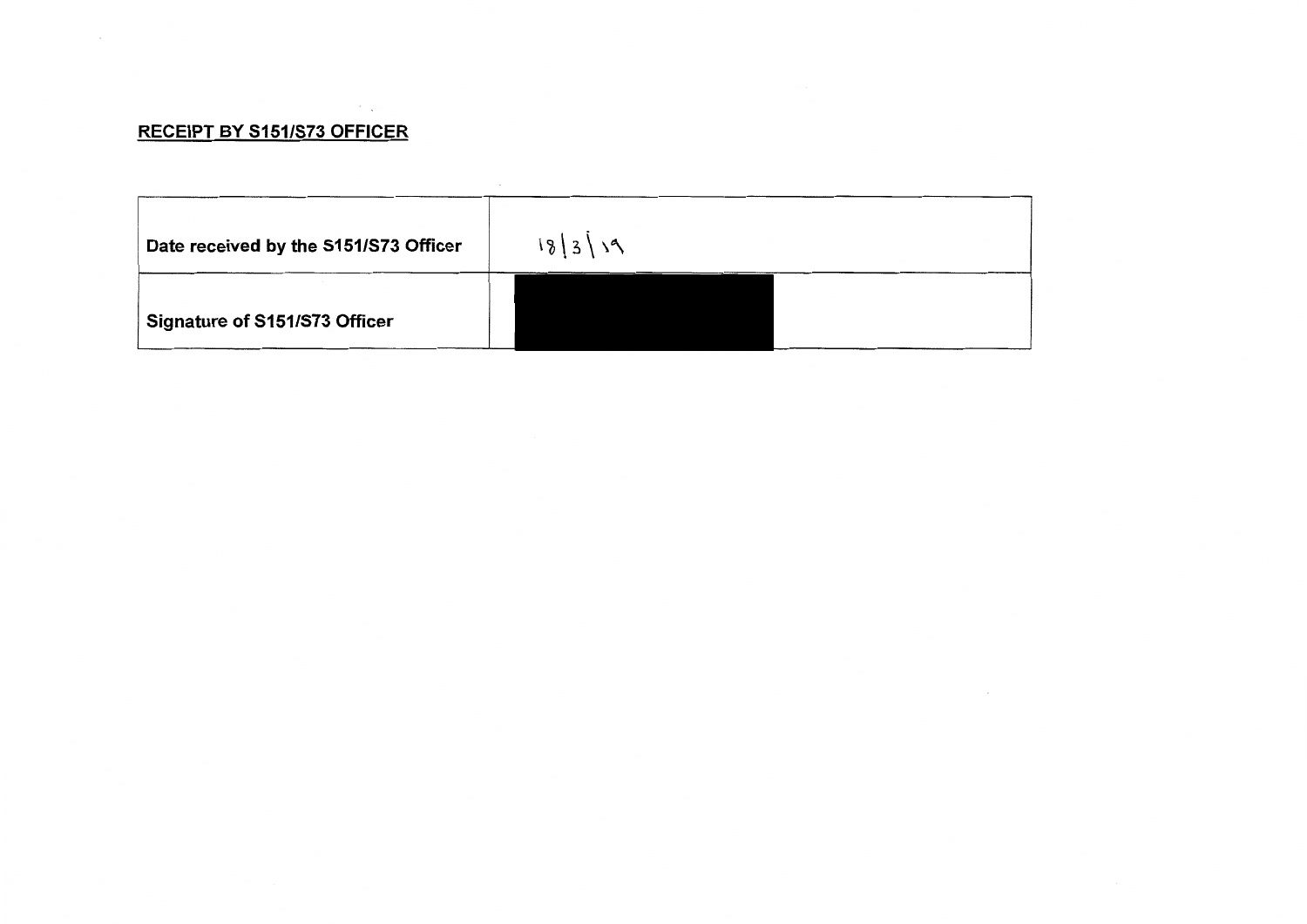**RECEIPT BY S151/S73 OFFICER**

| | |
|---|---|
| **Date received by the S151/S73 Officer** | 18\3\19 |
| **Signature of S151/S73 Officer** | |